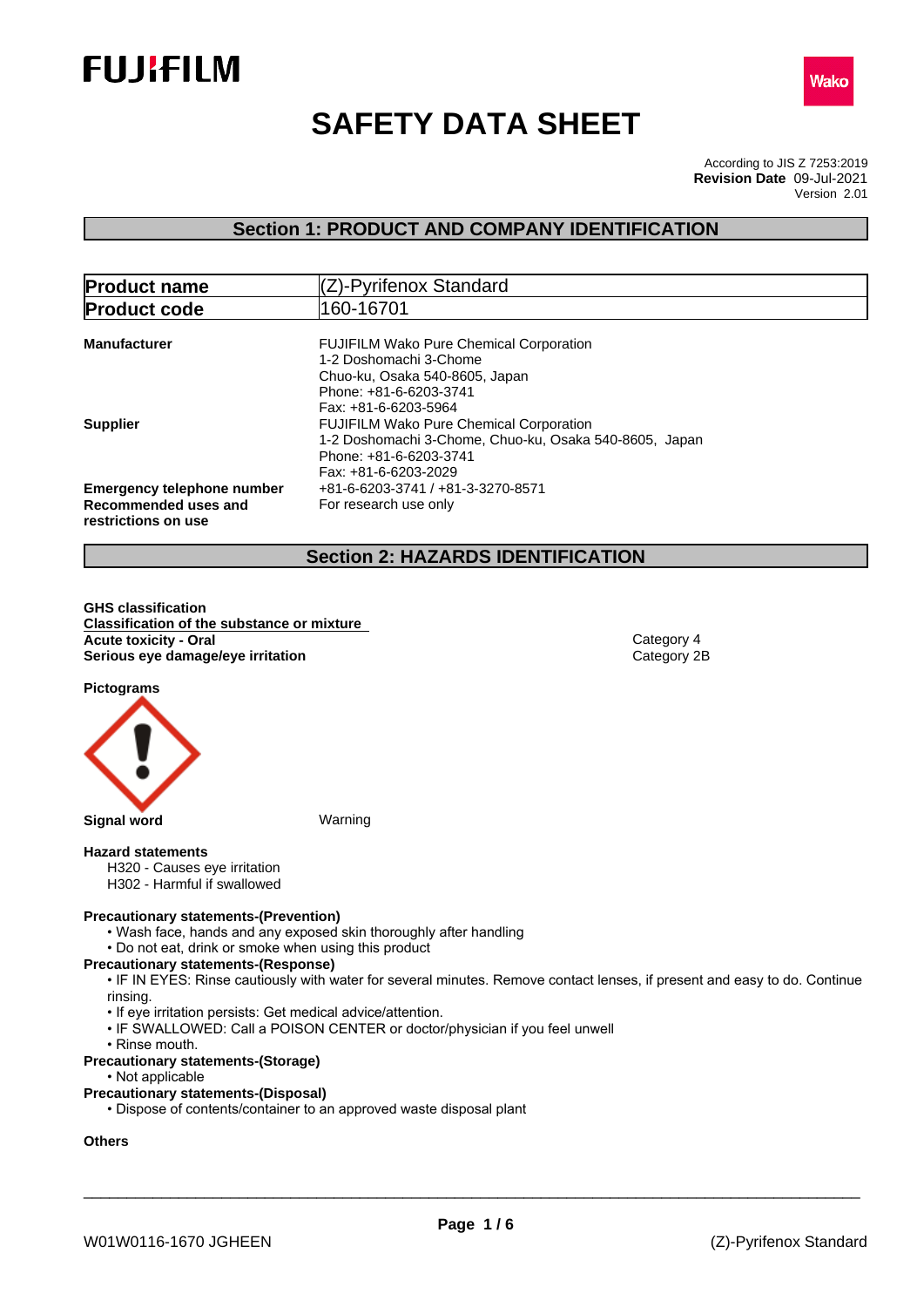# SAFETY DATA SHEET

According to JIS Z 7253:2019
**Revision Date** 09-Jul-2021
Version 2.01

## Section 1: PRODUCT AND COMPANY IDENTIFICATION

| **Product name** | (Z)-Pyrifenox Standard |
|---|---|
| **Product code** | 160-16701 |

**Manufacturer**
FUJIFILM Wako Pure Chemical Corporation
1-2 Doshomachi 3-Chome
Chuo-ku, Osaka 540-8605, Japan
Phone: +81-6-6203-3741
Fax: +81-6-6203-5964

**Supplier**
FUJIFILM Wako Pure Chemical Corporation
1-2 Doshomachi 3-Chome, Chuo-ku, Osaka 540-8605, Japan
Phone: +81-6-6203-3741
Fax: +81-6-6203-2029

**Emergency telephone number** +81-6-6203-3741 / +81-3-3270-8571

**Recommended uses and restrictions on use** For research use only

## Section 2: HAZARDS IDENTIFICATION

**GHS classification**

**Classification of the substance or mixture**

| | |
|---|---|
| **Acute toxicity - Oral** | Category 4 |
| **Serious eye damage/eye irritation** | Category 2B |

**Pictograms**

**Signal word** Warning

**Hazard statements**

H320 - Causes eye irritation
H302 - Harmful if swallowed

**Precautionary statements-(Prevention)**

- Wash face, hands and any exposed skin thoroughly after handling
- Do not eat, drink or smoke when using this product

**Precautionary statements-(Response)**

- IF IN EYES: Rinse cautiously with water for several minutes. Remove contact lenses, if present and easy to do. Continue rinsing.
- If eye irritation persists: Get medical advice/attention.
- IF SWALLOWED: Call a POISON CENTER or doctor/physician if you feel unwell
- Rinse mouth.

**Precautionary statements-(Storage)**

- Not applicable

**Precautionary statements-(Disposal)**

- Dispose of contents/container to an approved waste disposal plant

**Others**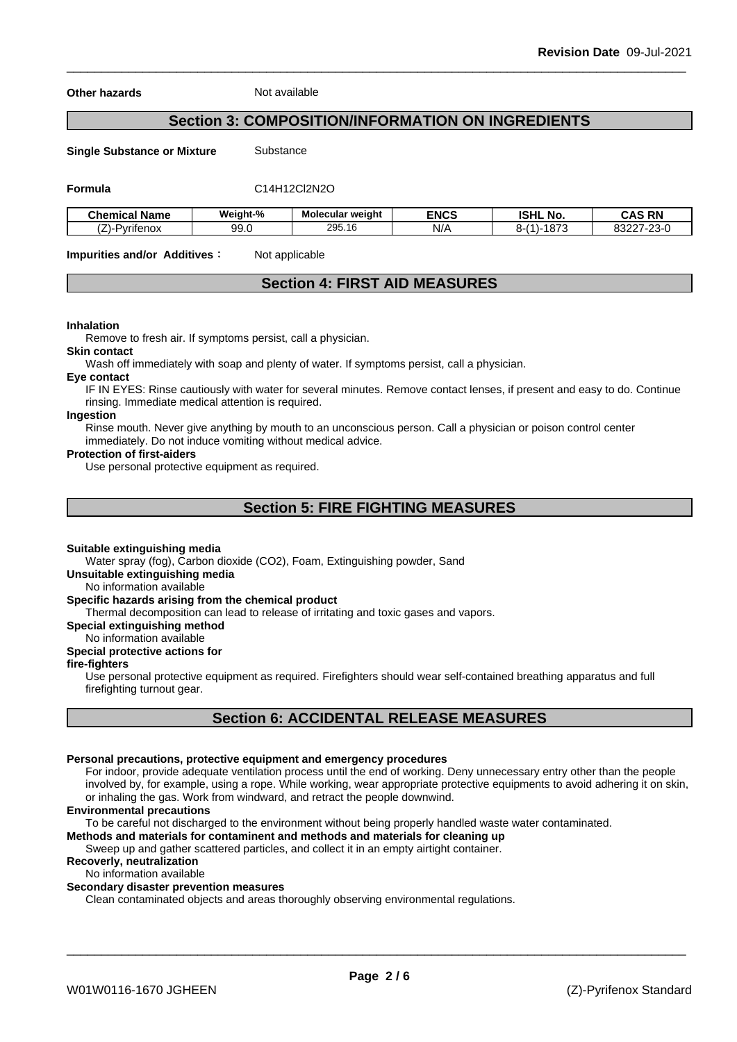**Other hazards** Not available

## Section 3: COMPOSITION/INFORMATION ON INGREDIENTS

**Single Substance or Mixture** Substance

**Formula** C14H12Cl2N2O

| Chemical Name | Weight-% | Molecular weight | ENCS | ISHL No. | CAS RN |
|---|---|---|---|---|---|
| (Z)-Pyrifenox | 99.0 | 295.16 | N/A | 8-(1)-1873 | 83227-23-0 |

**Impurities and/or Additives**： Not applicable

## Section 4: FIRST AID MEASURES

**Inhalation**

Remove to fresh air. If symptoms persist, call a physician.

**Skin contact**

Wash off immediately with soap and plenty of water. If symptoms persist, call a physician.

**Eye contact**

IF IN EYES: Rinse cautiously with water for several minutes. Remove contact lenses, if present and easy to do. Continue rinsing. Immediate medical attention is required.

**Ingestion**

Rinse mouth. Never give anything by mouth to an unconscious person. Call a physician or poison control center immediately. Do not induce vomiting without medical advice.

**Protection of first-aiders**

Use personal protective equipment as required.

## Section 5: FIRE FIGHTING MEASURES

**Suitable extinguishing media**

Water spray (fog), Carbon dioxide (CO2), Foam, Extinguishing powder, Sand

**Unsuitable extinguishing media**

No information available

**Specific hazards arising from the chemical product**

Thermal decomposition can lead to release of irritating and toxic gases and vapors.

**Special extinguishing method**

No information available

**Special protective actions for fire-fighters**

Use personal protective equipment as required. Firefighters should wear self-contained breathing apparatus and full firefighting turnout gear.

## Section 6: ACCIDENTAL RELEASE MEASURES

**Personal precautions, protective equipment and emergency procedures**

For indoor, provide adequate ventilation process until the end of working. Deny unnecessary entry other than the people involved by, for example, using a rope. While working, wear appropriate protective equipments to avoid adhering it on skin, or inhaling the gas. Work from windward, and retract the people downwind.

**Environmental precautions**

To be careful not discharged to the environment without being properly handled waste water contaminated.

**Methods and materials for contaminent and methods and materials for cleaning up**

Sweep up and gather scattered particles, and collect it in an empty airtight container.

**Recoverly, neutralization**

No information available

**Secondary disaster prevention measures**

Clean contaminated objects and areas thoroughly observing environmental regulations.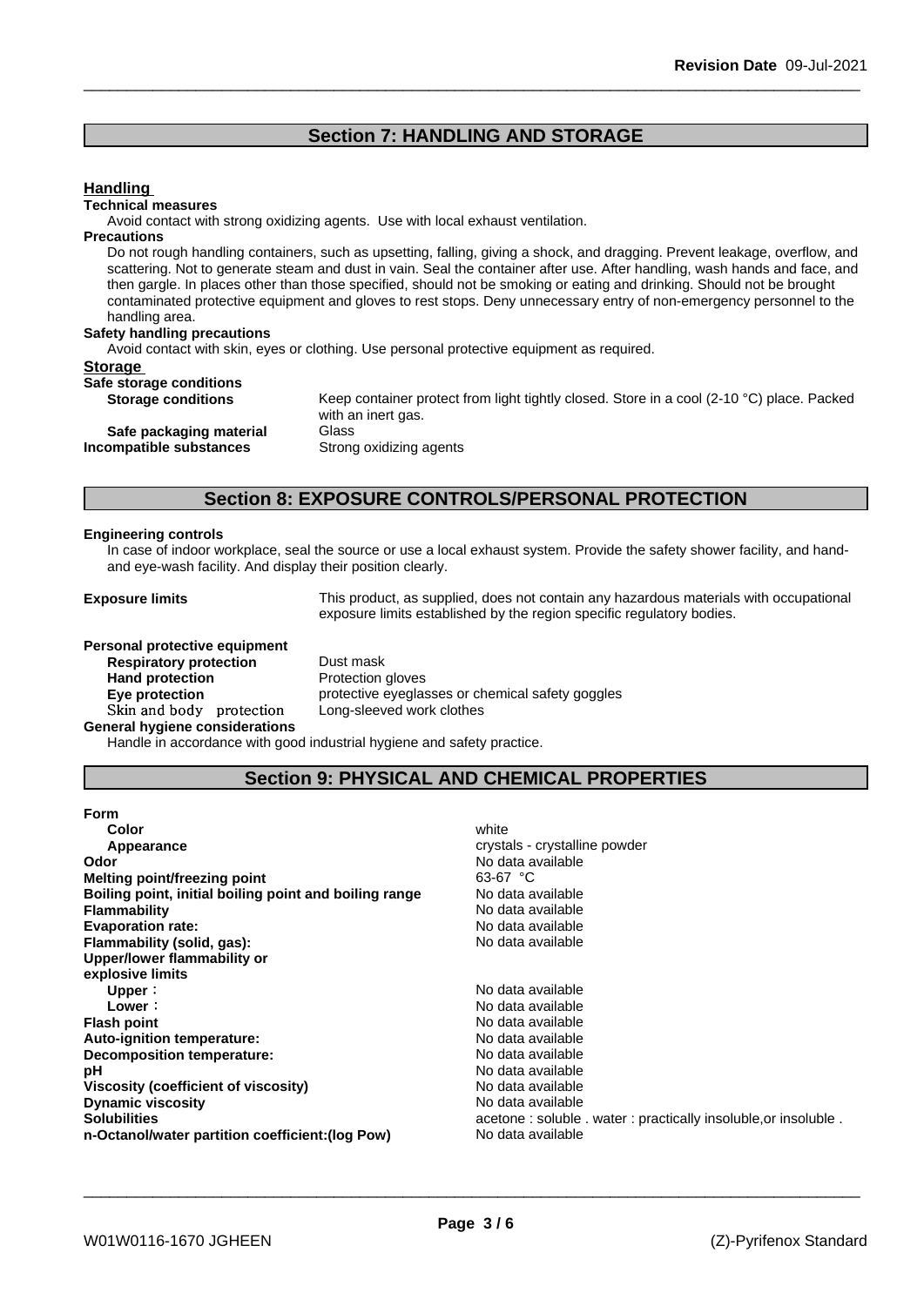## Section 7: HANDLING AND STORAGE

### Handling

**Technical measures**

Avoid contact with strong oxidizing agents. Use with local exhaust ventilation.

**Precautions**

Do not rough handling containers, such as upsetting, falling, giving a shock, and dragging. Prevent leakage, overflow, and scattering. Not to generate steam and dust in vain. Seal the container after use. After handling, wash hands and face, and then gargle. In places other than those specified, should not be smoking or eating and drinking. Should not be brought contaminated protective equipment and gloves to rest stops. Deny unnecessary entry of non-emergency personnel to the handling area.

**Safety handling precautions**

Avoid contact with skin, eyes or clothing. Use personal protective equipment as required.

### Storage

**Safe storage conditions**

| | |
|---|---|
| **Storage conditions** | Keep container protect from light tightly closed. Store in a cool (2-10 °C) place. Packed with an inert gas. |
| **Safe packaging material** | Glass |
| **Incompatible substances** | Strong oxidizing agents |

## Section 8: EXPOSURE CONTROLS/PERSONAL PROTECTION

**Engineering controls**

In case of indoor workplace, seal the source or use a local exhaust system. Provide the safety shower facility, and hand- and eye-wash facility. And display their position clearly.

**Exposure limits** — This product, as supplied, does not contain any hazardous materials with occupational exposure limits established by the region specific regulatory bodies.

**Personal protective equipment**

| | |
|---|---|
| **Respiratory protection** | Dust mask |
| **Hand protection** | Protection gloves |
| **Eye protection** | protective eyeglasses or chemical safety goggles |
| Skin and body protection | Long-sleeved work clothes |

**General hygiene considerations**

Handle in accordance with good industrial hygiene and safety practice.

## Section 9: PHYSICAL AND CHEMICAL PROPERTIES

| | |
|---|---|
| **Form** | |
| **Color** | white |
| **Appearance** | crystals - crystalline powder |
| **Odor** | No data available |
| **Melting point/freezing point** | 63-67 °C |
| **Boiling point, initial boiling point and boiling range** | No data available |
| **Flammability** | No data available |
| **Evaporation rate:** | No data available |
| **Flammability (solid, gas):** | No data available |
| **Upper/lower flammability or explosive limits** | |
| **Upper：** | No data available |
| **Lower：** | No data available |
| **Flash point** | No data available |
| **Auto-ignition temperature:** | No data available |
| **Decomposition temperature:** | No data available |
| **pH** | No data available |
| **Viscosity (coefficient of viscosity)** | No data available |
| **Dynamic viscosity** | No data available |
| **Solubilities** | acetone : soluble . water : practically insoluble,or insoluble . |
| **n-Octanol/water partition coefficient:(log Pow)** | No data available |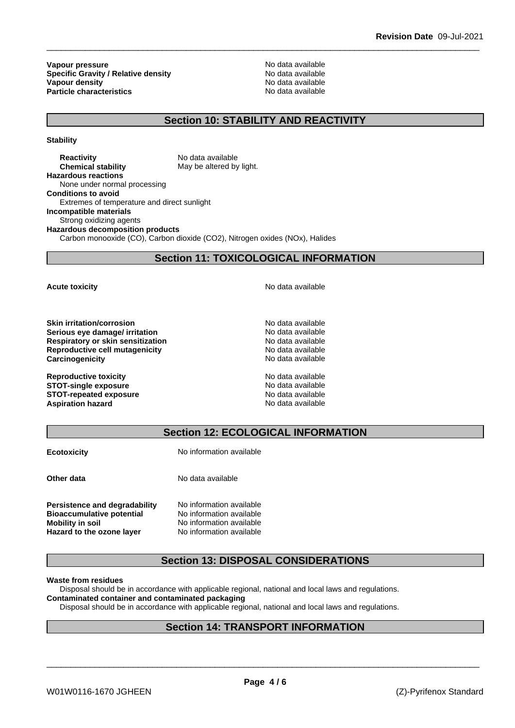| | |
|---|---|
| **Vapour pressure** | No data available |
| **Specific Gravity / Relative density** | No data available |
| **Vapour density** | No data available |
| **Particle characteristics** | No data available |

## Section 10: STABILITY AND REACTIVITY

**Stability**

| | |
|---|---|
| **Reactivity** | No data available |
| **Chemical stability** | May be altered by light. |

**Hazardous reactions**
None under normal processing

**Conditions to avoid**
Extremes of temperature and direct sunlight

**Incompatible materials**
Strong oxidizing agents

**Hazardous decomposition products**
Carbon monooxide (CO), Carbon dioxide ($CO_2$), Nitrogen oxides (NOx), Halides

## Section 11: TOXICOLOGICAL INFORMATION

| | |
|---|---|
| **Acute toxicity** | No data available |
| **Skin irritation/corrosion** | No data available |
| **Serious eye damage/ irritation** | No data available |
| **Respiratory or skin sensitization** | No data available |
| **Reproductive cell mutagenicity** | No data available |
| **Carcinogenicity** | No data available |
| **Reproductive toxicity** | No data available |
| **STOT-single exposure** | No data available |
| **STOT-repeated exposure** | No data available |
| **Aspiration hazard** | No data available |

## Section 12: ECOLOGICAL INFORMATION

| | |
|---|---|
| **Ecotoxicity** | No information available |
| **Other data** | No data available |
| **Persistence and degradability** | No information available |
| **Bioaccumulative potential** | No information available |
| **Mobility in soil** | No information available |
| **Hazard to the ozone layer** | No information available |

## Section 13: DISPOSAL CONSIDERATIONS

**Waste from residues**
Disposal should be in accordance with applicable regional, national and local laws and regulations.

**Contaminated container and contaminated packaging**
Disposal should be in accordance with applicable regional, national and local laws and regulations.

## Section 14: TRANSPORT INFORMATION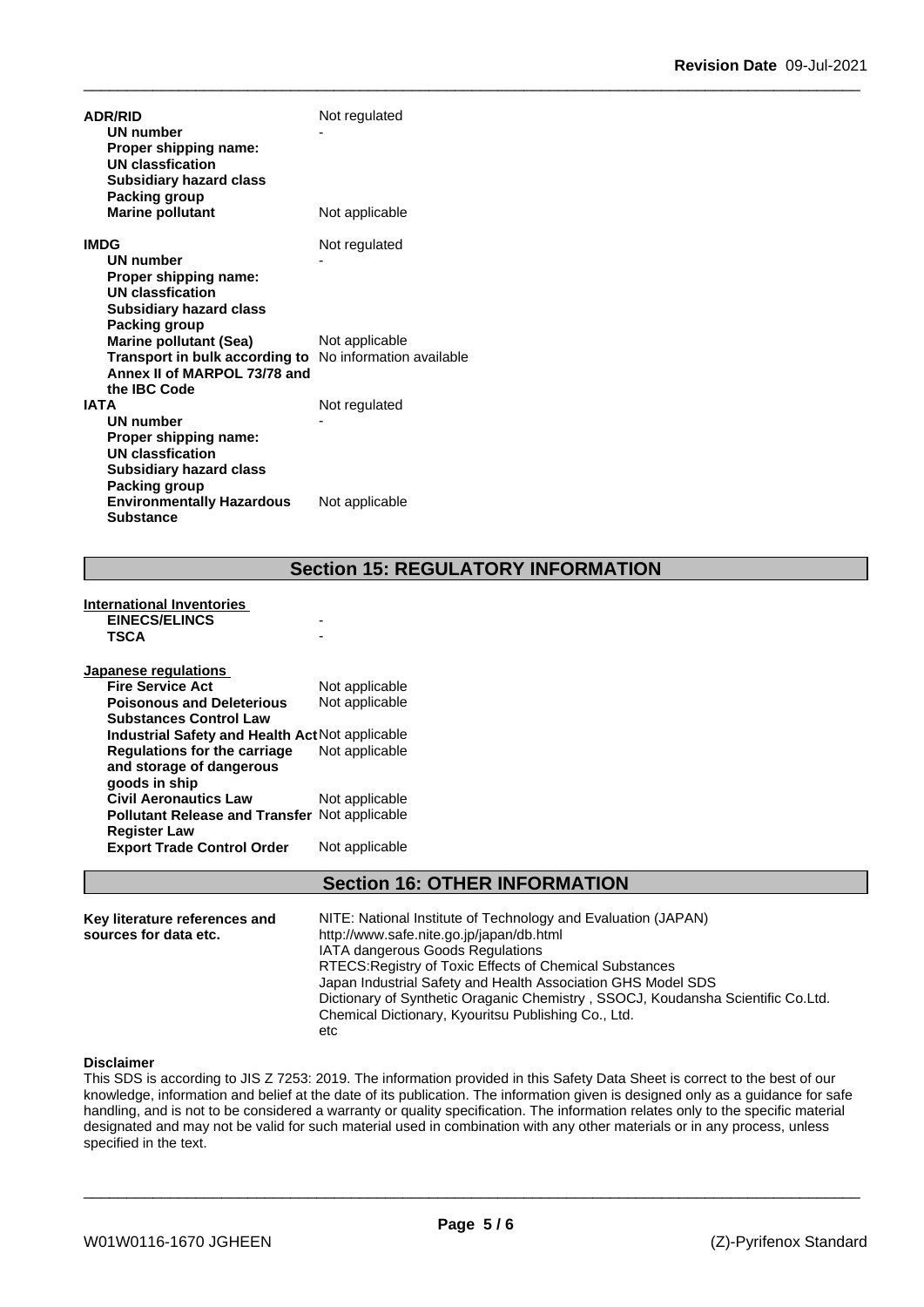**ADR/RID** Not regulated

| | |
|---|---|
| **UN number** | - |
| **Proper shipping name:** | |
| **UN classfication** | |
| **Subsidiary hazard class** | |
| **Packing group** | |
| **Marine pollutant** | Not applicable |

**IMDG** Not regulated

| | |
|---|---|
| **UN number** | - |
| **Proper shipping name:** | |
| **UN classfication** | |
| **Subsidiary hazard class** | |
| **Packing group** | |
| **Marine pollutant (Sea)** | Not applicable |
| **Transport in bulk according to Annex II of MARPOL 73/78 and the IBC Code** | No information available |

**IATA** Not regulated

| | |
|---|---|
| **UN number** | - |
| **Proper shipping name:** | |
| **UN classfication** | |
| **Subsidiary hazard class** | |
| **Packing group** | |
| **Environmentally Hazardous Substance** | Not applicable |

## Section 15: REGULATORY INFORMATION

**International Inventories**

| | |
|---|---|
| **EINECS/ELINCS** | - |
| **TSCA** | - |

**Japanese regulations**

| | |
|---|---|
| **Fire Service Act** | Not applicable |
| **Poisonous and Deleterious Substances Control Law** | Not applicable |
| **Industrial Safety and Health Act** | Not applicable |
| **Regulations for the carriage and storage of dangerous goods in ship** | Not applicable |
| **Civil Aeronautics Law** | Not applicable |
| **Pollutant Release and Transfer Register Law** | Not applicable |
| **Export Trade Control Order** | Not applicable |

## Section 16: OTHER INFORMATION

**Key literature references and sources for data etc.**

NITE: National Institute of Technology and Evaluation (JAPAN)
http://www.safe.nite.go.jp/japan/db.html
IATA dangerous Goods Regulations
RTECS:Registry of Toxic Effects of Chemical Substances
Japan Industrial Safety and Health Association GHS Model SDS
Dictionary of Synthetic Oraganic Chemistry , SSOCJ, Koudansha Scientific Co.Ltd.
Chemical Dictionary, Kyouritsu Publishing Co., Ltd.
etc

**Disclaimer**

This SDS is according to JIS Z 7253: 2019. The information provided in this Safety Data Sheet is correct to the best of our knowledge, information and belief at the date of its publication. The information given is designed only as a guidance for safe handling, and is not to be considered a warranty or quality specification. The information relates only to the specific material designated and may not be valid for such material used in combination with any other materials or in any process, unless specified in the text.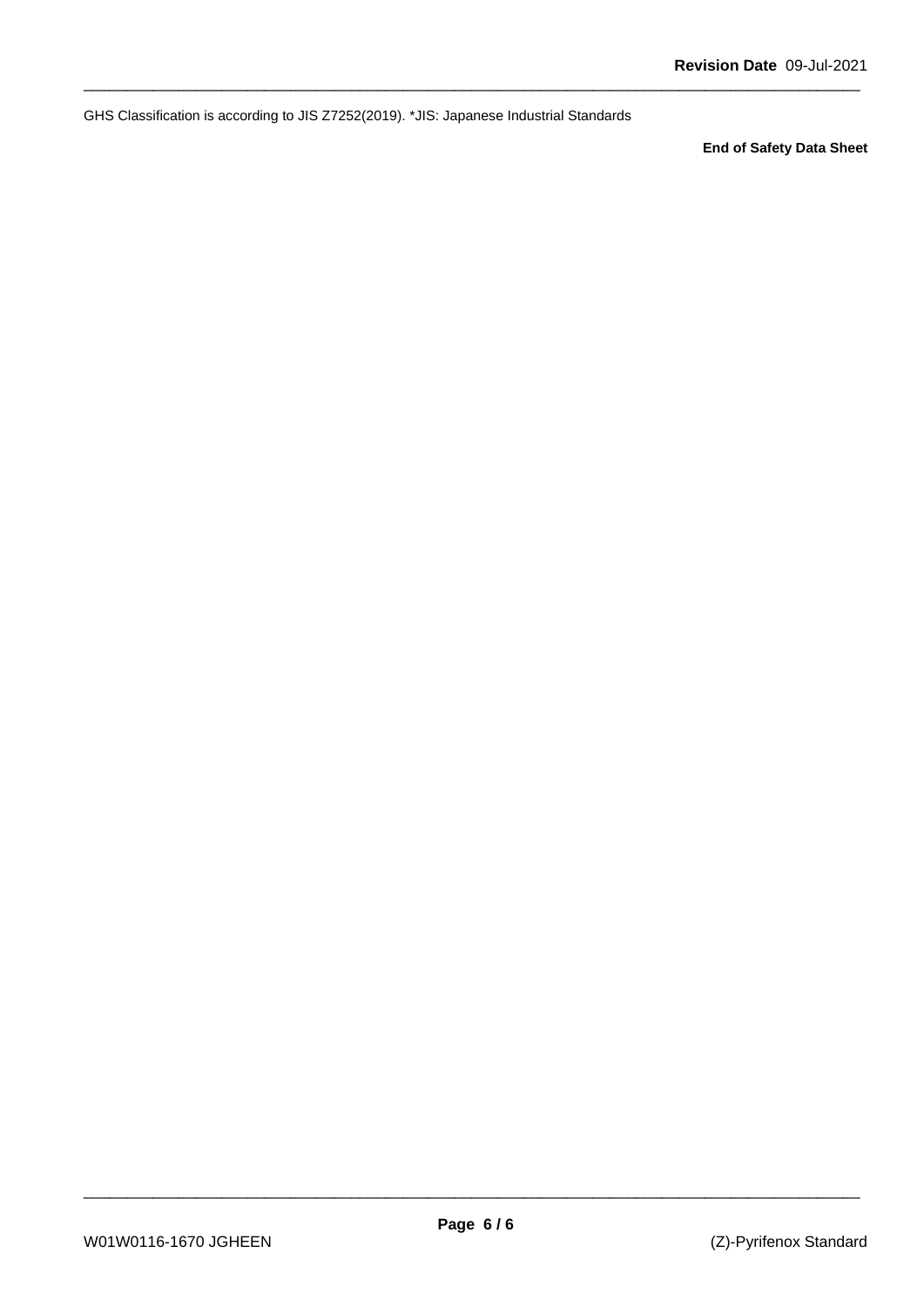GHS Classification is according to JIS Z7252(2019). *JIS: Japanese Industrial Standards

**End of Safety Data Sheet**